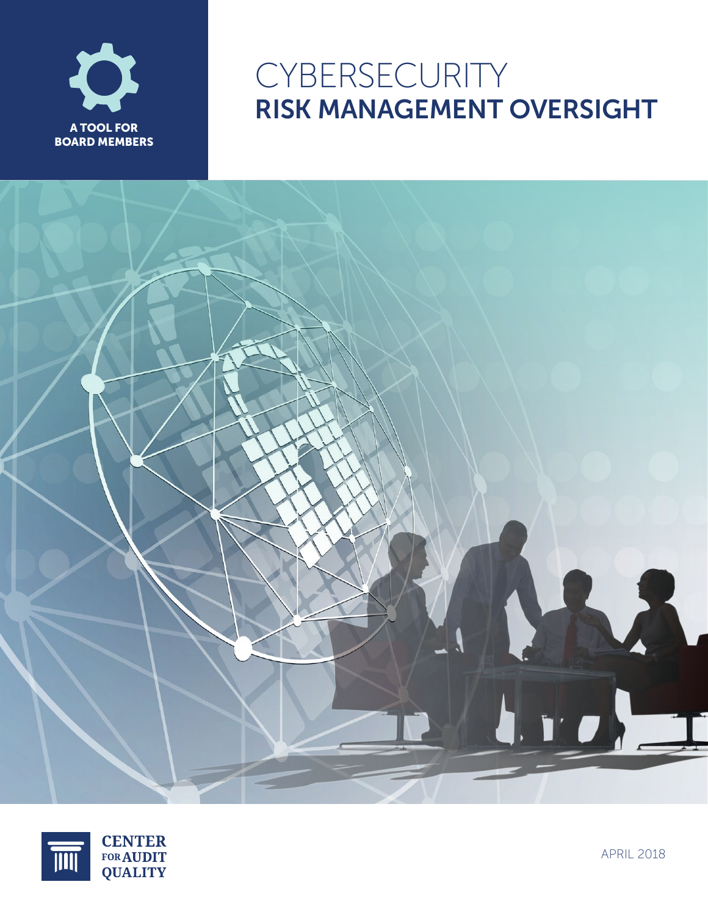A TOOL FOR BOARD MEMBERS

# CYBERSECURITY RISK MANAGEMENT OVERSIGHT

CENTER FOR AUDIT QUALITY

APRIL 2018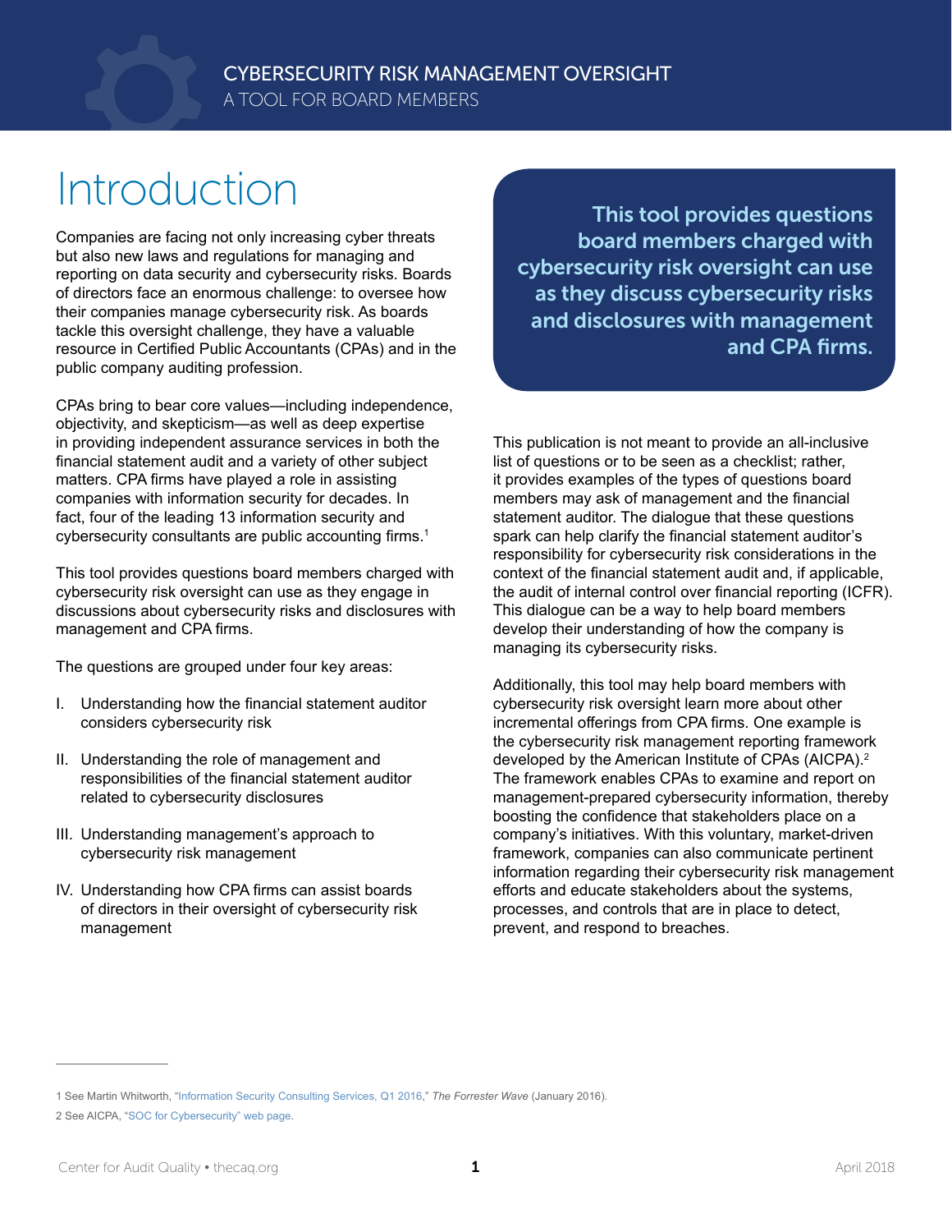# Introduction

Companies are facing not only increasing cyber threats but also new laws and regulations for managing and reporting on data security and cybersecurity risks. Boards of directors face an enormous challenge: to oversee how their companies manage cybersecurity risk. As boards tackle this oversight challenge, they have a valuable resource in Certified Public Accountants (CPAs) and in the public company auditing profession.

CPAs bring to bear core values—including independence, objectivity, and skepticism—as well as deep expertise in providing independent assurance services in both the financial statement audit and a variety of other subject matters. CPA firms have played a role in assisting companies with information security for decades. In fact, four of the leading 13 information security and cybersecurity consultants are public accounting firms.[1]

This tool provides questions board members charged with cybersecurity risk oversight can use as they engage in discussions about cybersecurity risks and disclosures with management and CPA firms.

The questions are grouped under four key areas:

I. Understanding how the financial statement auditor considers cybersecurity risk

II. Understanding the role of management and responsibilities of the financial statement auditor related to cybersecurity disclosures

III. Understanding management's approach to cybersecurity risk management

IV. Understanding how CPA firms can assist boards of directors in their oversight of cybersecurity risk management

**This tool provides questions board members charged with cybersecurity risk oversight can use as they discuss cybersecurity risks and disclosures with management and CPA firms.**

This publication is not meant to provide an all-inclusive list of questions or to be seen as a checklist; rather, it provides examples of the types of questions board members may ask of management and the financial statement auditor. The dialogue that these questions spark can help clarify the financial statement auditor's responsibility for cybersecurity risk considerations in the context of the financial statement audit and, if applicable, the audit of internal control over financial reporting (ICFR). This dialogue can be a way to help board members develop their understanding of how the company is managing its cybersecurity risks.

Additionally, this tool may help board members with cybersecurity risk oversight learn more about other incremental offerings from CPA firms. One example is the cybersecurity risk management reporting framework developed by the American Institute of CPAs (AICPA).[2] The framework enables CPAs to examine and report on management-prepared cybersecurity information, thereby boosting the confidence that stakeholders place on a company's initiatives. With this voluntary, market-driven framework, companies can also communicate pertinent information regarding their cybersecurity risk management efforts and educate stakeholders about the systems, processes, and controls that are in place to detect, prevent, and respond to breaches.

---

1 See Martin Whitworth, "Information Security Consulting Services, Q1 2016," *The Forrester Wave* (January 2016).

2 See AICPA, "SOC for Cybersecurity" web page.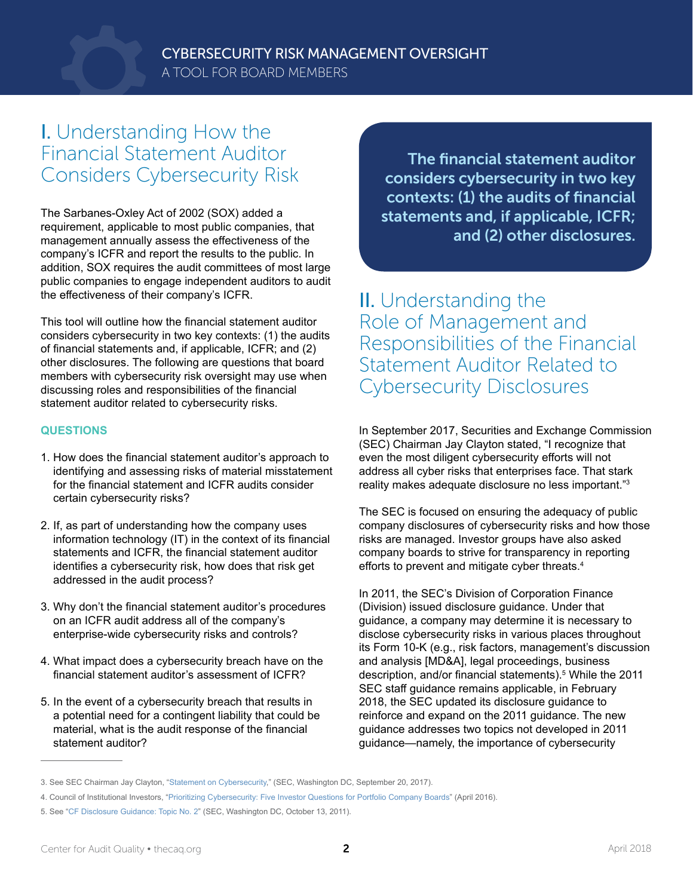# I. Understanding How the Financial Statement Auditor Considers Cybersecurity Risk

The Sarbanes-Oxley Act of 2002 (SOX) added a requirement, applicable to most public companies, that management annually assess the effectiveness of the company's ICFR and report the results to the public. In addition, SOX requires the audit committees of most large public companies to engage independent auditors to audit the effectiveness of their company's ICFR.

This tool will outline how the financial statement auditor considers cybersecurity in two key contexts: (1) the audits of financial statements and, if applicable, ICFR; and (2) other disclosures. The following are questions that board members with cybersecurity risk oversight may use when discussing roles and responsibilities of the financial statement auditor related to cybersecurity risks.

**QUESTIONS**

1. How does the financial statement auditor's approach to identifying and assessing risks of material misstatement for the financial statement and ICFR audits consider certain cybersecurity risks?

2. If, as part of understanding how the company uses information technology (IT) in the context of its financial statements and ICFR, the financial statement auditor identifies a cybersecurity risk, how does that risk get addressed in the audit process?

3. Why don't the financial statement auditor's procedures on an ICFR audit address all of the company's enterprise-wide cybersecurity risks and controls?

4. What impact does a cybersecurity breach have on the financial statement auditor's assessment of ICFR?

5. In the event of a cybersecurity breach that results in a potential need for a contingent liability that could be material, what is the audit response of the financial statement auditor?

**The financial statement auditor considers cybersecurity in two key contexts: (1) the audits of financial statements and, if applicable, ICFR; and (2) other disclosures.**

# II. Understanding the Role of Management and Responsibilities of the Financial Statement Auditor Related to Cybersecurity Disclosures

In September 2017, Securities and Exchange Commission (SEC) Chairman Jay Clayton stated, "I recognize that even the most diligent cybersecurity efforts will not address all cyber risks that enterprises face. That stark reality makes adequate disclosure no less important."[3]

The SEC is focused on ensuring the adequacy of public company disclosures of cybersecurity risks and how those risks are managed. Investor groups have also asked company boards to strive for transparency in reporting efforts to prevent and mitigate cyber threats.[4]

In 2011, the SEC's Division of Corporation Finance (Division) issued disclosure guidance. Under that guidance, a company may determine it is necessary to disclose cybersecurity risks in various places throughout its Form 10-K (e.g., risk factors, management's discussion and analysis [MD&A], legal proceedings, business description, and/or financial statements).[5] While the 2011 SEC staff guidance remains applicable, in February 2018, the SEC updated its disclosure guidance to reinforce and expand on the 2011 guidance. The new guidance addresses two topics not developed in 2011 guidance—namely, the importance of cybersecurity

---

3. See SEC Chairman Jay Clayton, "Statement on Cybersecurity," (SEC, Washington DC, September 20, 2017).

4. Council of Institutional Investors, "Prioritizing Cybersecurity: Five Investor Questions for Portfolio Company Boards" (April 2016).

5. See "CF Disclosure Guidance: Topic No. 2" (SEC, Washington DC, October 13, 2011).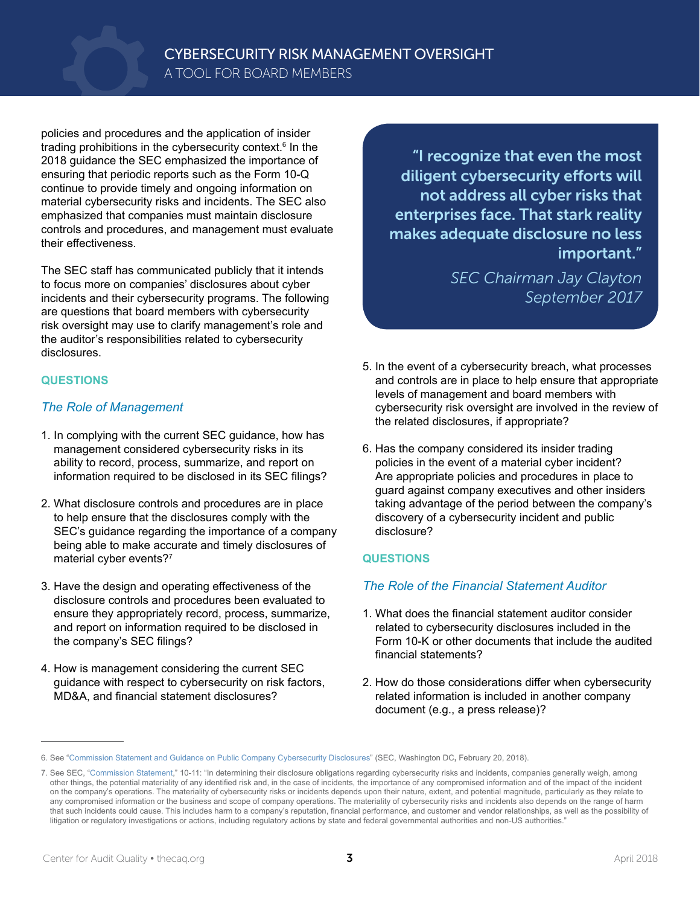policies and procedures and the application of insider trading prohibitions in the cybersecurity context.[6] In the 2018 guidance the SEC emphasized the importance of ensuring that periodic reports such as the Form 10-Q continue to provide timely and ongoing information on material cybersecurity risks and incidents. The SEC also emphasized that companies must maintain disclosure controls and procedures, and management must evaluate their effectiveness.

The SEC staff has communicated publicly that it intends to focus more on companies' disclosures about cyber incidents and their cybersecurity programs. The following are questions that board members with cybersecurity risk oversight may use to clarify management's role and the auditor's responsibilities related to cybersecurity disclosures.

> **"I recognize that even the most diligent cybersecurity efforts will not address all cyber risks that enterprises face. That stark reality makes adequate disclosure no less important."**
>
> *SEC Chairman Jay Clayton*
> *September 2017*

### QUESTIONS

#### *The Role of Management*

1. In complying with the current SEC guidance, how has management considered cybersecurity risks in its ability to record, process, summarize, and report on information required to be disclosed in its SEC filings?
2. What disclosure controls and procedures are in place to help ensure that the disclosures comply with the SEC's guidance regarding the importance of a company being able to make accurate and timely disclosures of material cyber events?[7]
3. Have the design and operating effectiveness of the disclosure controls and procedures been evaluated to ensure they appropriately record, process, summarize, and report on information required to be disclosed in the company's SEC filings?
4. How is management considering the current SEC guidance with respect to cybersecurity on risk factors, MD&A, and financial statement disclosures?
5. In the event of a cybersecurity breach, what processes and controls are in place to help ensure that appropriate levels of management and board members with cybersecurity risk oversight are involved in the review of the related disclosures, if appropriate?
6. Has the company considered its insider trading policies in the event of a material cyber incident? Are appropriate policies and procedures in place to guard against company executives and other insiders taking advantage of the period between the company's discovery of a cybersecurity incident and public disclosure?

### QUESTIONS

#### *The Role of the Financial Statement Auditor*

1. What does the financial statement auditor consider related to cybersecurity disclosures included in the Form 10-K or other documents that include the audited financial statements?
2. How do those considerations differ when cybersecurity related information is included in another company document (e.g., a press release)?

---

6. See "Commission Statement and Guidance on Public Company Cybersecurity Disclosures" (SEC, Washington DC, February 20, 2018).

7. See SEC, "Commission Statement," 10-11: "In determining their disclosure obligations regarding cybersecurity risks and incidents, companies generally weigh, among other things, the potential materiality of any identified risk and, in the case of incidents, the importance of any compromised information and of the impact of the incident on the company's operations. The materiality of cybersecurity risks or incidents depends upon their nature, extent, and potential magnitude, particularly as they relate to any compromised information or the business and scope of company operations. The materiality of cybersecurity risks and incidents also depends on the range of harm that such incidents could cause. This includes harm to a company's reputation, financial performance, and customer and vendor relationships, as well as the possibility of litigation or regulatory investigations or actions, including regulatory actions by state and federal governmental authorities and non-US authorities."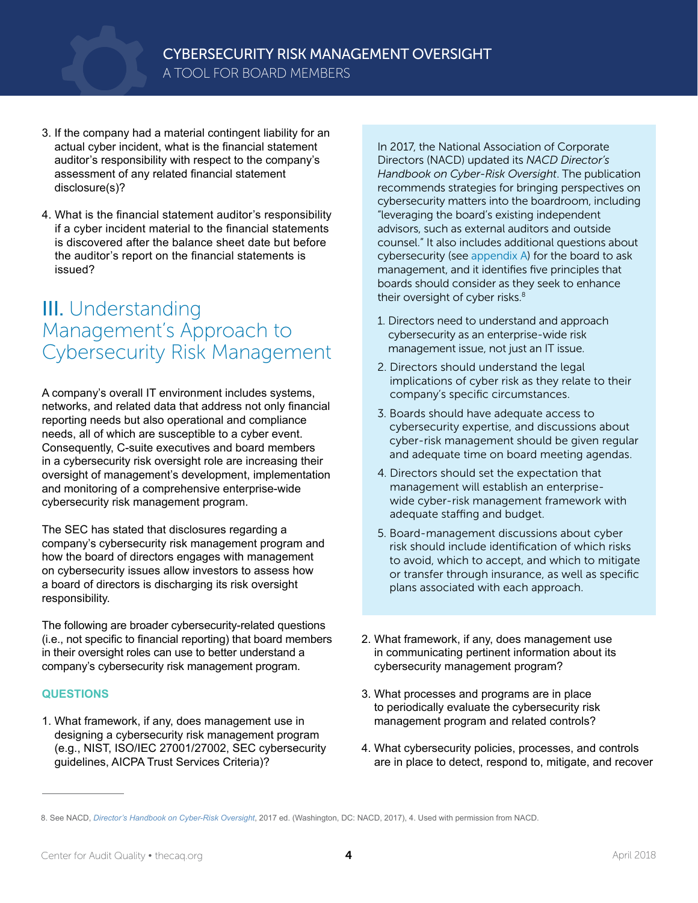3. If the company had a material contingent liability for an actual cyber incident, what is the financial statement auditor's responsibility with respect to the company's assessment of any related financial statement disclosure(s)?

4. What is the financial statement auditor's responsibility if a cyber incident material to the financial statements is discovered after the balance sheet date but before the auditor's report on the financial statements is issued?

## III. Understanding Management's Approach to Cybersecurity Risk Management

A company's overall IT environment includes systems, networks, and related data that address not only financial reporting needs but also operational and compliance needs, all of which are susceptible to a cyber event. Consequently, C-suite executives and board members in a cybersecurity risk oversight role are increasing their oversight of management's development, implementation and monitoring of a comprehensive enterprise-wide cybersecurity risk management program.

The SEC has stated that disclosures regarding a company's cybersecurity risk management program and how the board of directors engages with management on cybersecurity issues allow investors to assess how a board of directors is discharging its risk oversight responsibility.

The following are broader cybersecurity-related questions (i.e., not specific to financial reporting) that board members in their oversight roles can use to better understand a company's cybersecurity risk management program.

### QUESTIONS

1. What framework, if any, does management use in designing a cybersecurity risk management program (e.g., NIST, ISO/IEC 27001/27002, SEC cybersecurity guidelines, AICPA Trust Services Criteria)?

> In 2017, the National Association of Corporate Directors (NACD) updated its *NACD Director's Handbook on Cyber-Risk Oversight*. The publication recommends strategies for bringing perspectives on cybersecurity matters into the boardroom, including "leveraging the board's existing independent advisors, such as external auditors and outside counsel." It also includes additional questions about cybersecurity (see appendix A) for the board to ask management, and it identifies five principles that boards should consider as they seek to enhance their oversight of cyber risks.[8]
>
> 1. Directors need to understand and approach cybersecurity as an enterprise-wide risk management issue, not just an IT issue.
> 2. Directors should understand the legal implications of cyber risk as they relate to their company's specific circumstances.
> 3. Boards should have adequate access to cybersecurity expertise, and discussions about cyber-risk management should be given regular and adequate time on board meeting agendas.
> 4. Directors should set the expectation that management will establish an enterprise-wide cyber-risk management framework with adequate staffing and budget.
> 5. Board-management discussions about cyber risk should include identification of which risks to avoid, which to accept, and which to mitigate or transfer through insurance, as well as specific plans associated with each approach.

2. What framework, if any, does management use in communicating pertinent information about its cybersecurity management program?

3. What processes and programs are in place to periodically evaluate the cybersecurity risk management program and related controls?

4. What cybersecurity policies, processes, and controls are in place to detect, respond to, mitigate, and recover

---

8. See NACD, *Director's Handbook on Cyber-Risk Oversight*, 2017 ed. (Washington, DC: NACD, 2017), 4. Used with permission from NACD.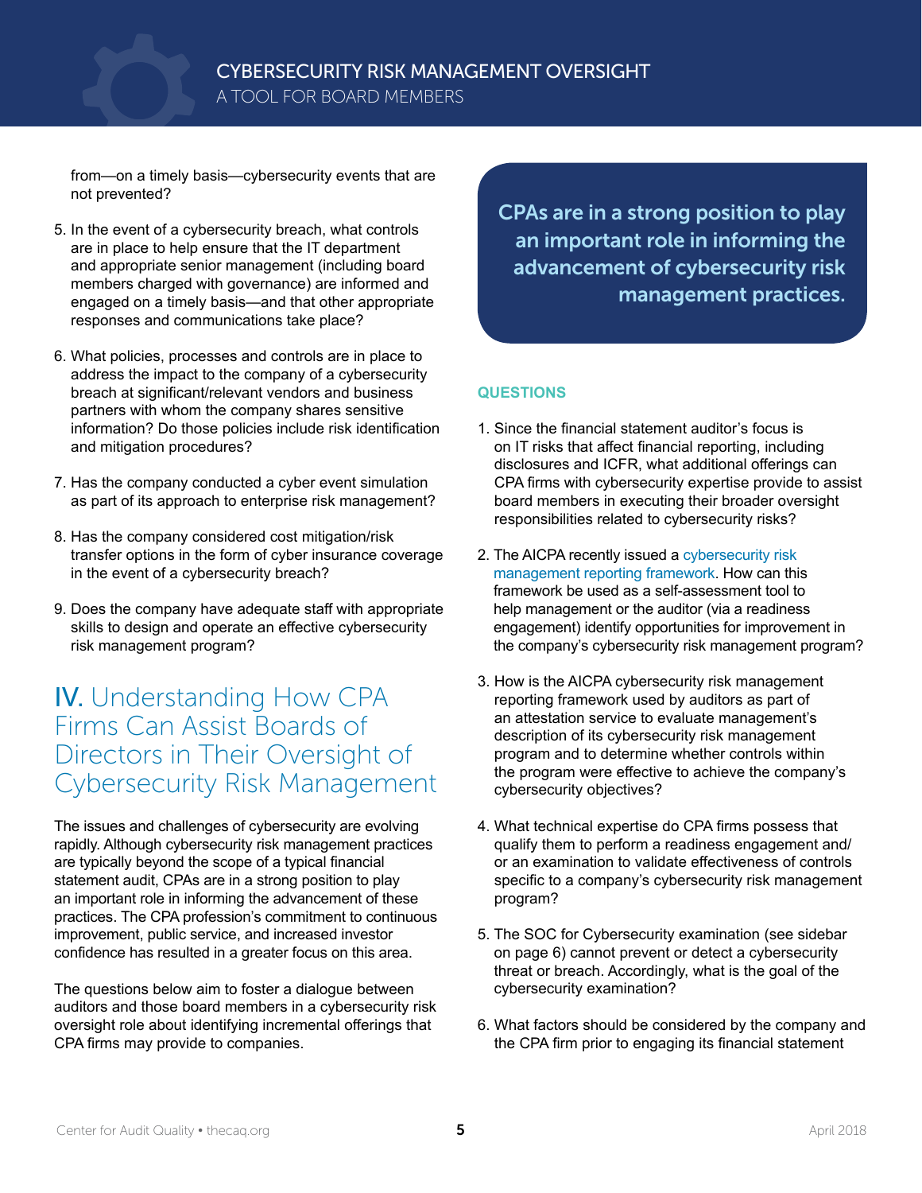from—on a timely basis—cybersecurity events that are not prevented?

5. In the event of a cybersecurity breach, what controls are in place to help ensure that the IT department and appropriate senior management (including board members charged with governance) are informed and engaged on a timely basis—and that other appropriate responses and communications take place?

6. What policies, processes and controls are in place to address the impact to the company of a cybersecurity breach at significant/relevant vendors and business partners with whom the company shares sensitive information? Do those policies include risk identification and mitigation procedures?

7. Has the company conducted a cyber event simulation as part of its approach to enterprise risk management?

8. Has the company considered cost mitigation/risk transfer options in the form of cyber insurance coverage in the event of a cybersecurity breach?

9. Does the company have adequate staff with appropriate skills to design and operate an effective cybersecurity risk management program?

## IV. Understanding How CPA Firms Can Assist Boards of Directors in Their Oversight of Cybersecurity Risk Management

The issues and challenges of cybersecurity are evolving rapidly. Although cybersecurity risk management practices are typically beyond the scope of a typical financial statement audit, CPAs are in a strong position to play an important role in informing the advancement of these practices. The CPA profession's commitment to continuous improvement, public service, and increased investor confidence has resulted in a greater focus on this area.

The questions below aim to foster a dialogue between auditors and those board members in a cybersecurity risk oversight role about identifying incremental offerings that CPA firms may provide to companies.

> **CPAs are in a strong position to play an important role in informing the advancement of cybersecurity risk management practices.**

### QUESTIONS

1. Since the financial statement auditor's focus is on IT risks that affect financial reporting, including disclosures and ICFR, what additional offerings can CPA firms with cybersecurity expertise provide to assist board members in executing their broader oversight responsibilities related to cybersecurity risks?

2. The AICPA recently issued a cybersecurity risk management reporting framework. How can this framework be used as a self-assessment tool to help management or the auditor (via a readiness engagement) identify opportunities for improvement in the company's cybersecurity risk management program?

3. How is the AICPA cybersecurity risk management reporting framework used by auditors as part of an attestation service to evaluate management's description of its cybersecurity risk management program and to determine whether controls within the program were effective to achieve the company's cybersecurity objectives?

4. What technical expertise do CPA firms possess that qualify them to perform a readiness engagement and/or an examination to validate effectiveness of controls specific to a company's cybersecurity risk management program?

5. The SOC for Cybersecurity examination (see sidebar on page 6) cannot prevent or detect a cybersecurity threat or breach. Accordingly, what is the goal of the cybersecurity examination?

6. What factors should be considered by the company and the CPA firm prior to engaging its financial statement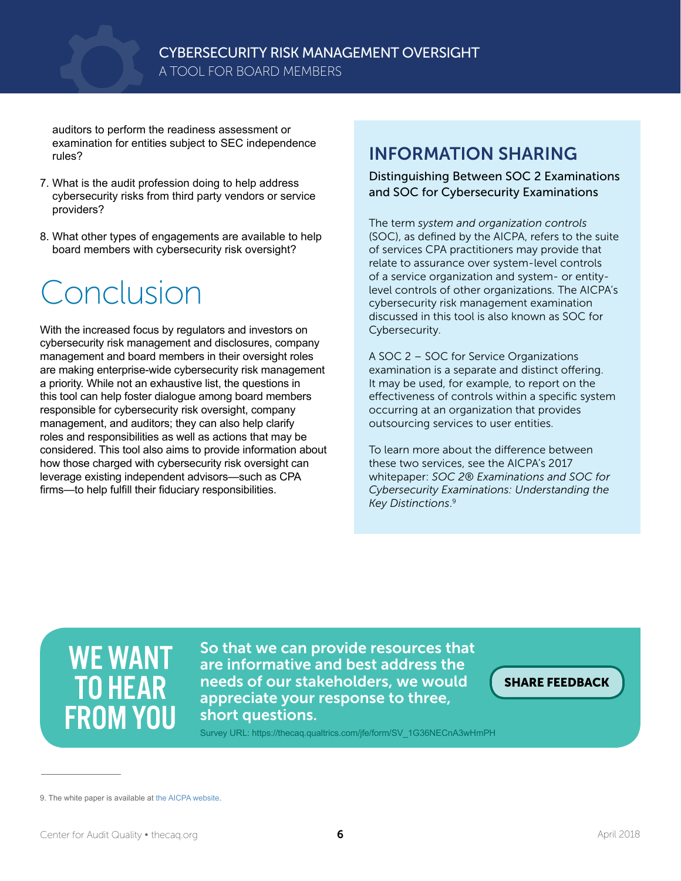auditors to perform the readiness assessment or examination for entities subject to SEC independence rules?

7. What is the audit profession doing to help address cybersecurity risks from third party vendors or service providers?

8. What other types of engagements are available to help board members with cybersecurity risk oversight?

# Conclusion

With the increased focus by regulators and investors on cybersecurity risk management and disclosures, company management and board members in their oversight roles are making enterprise-wide cybersecurity risk management a priority. While not an exhaustive list, the questions in this tool can help foster dialogue among board members responsible for cybersecurity risk oversight, company management, and auditors; they can also help clarify roles and responsibilities as well as actions that may be considered. This tool also aims to provide information about how those charged with cybersecurity risk oversight can leverage existing independent advisors—such as CPA firms—to help fulfill their fiduciary responsibilities.

## INFORMATION SHARING

### Distinguishing Between SOC 2 Examinations and SOC for Cybersecurity Examinations

The term *system and organization controls* (SOC), as defined by the AICPA, refers to the suite of services CPA practitioners may provide that relate to assurance over system-level controls of a service organization and system- or entity-level controls of other organizations. The AICPA's cybersecurity risk management examination discussed in this tool is also known as SOC for Cybersecurity.

A SOC 2 – SOC for Service Organizations examination is a separate and distinct offering. It may be used, for example, to report on the effectiveness of controls within a specific system occurring at an organization that provides outsourcing services to user entities.

To learn more about the difference between these two services, see the AICPA's 2017 whitepaper: *SOC 2® Examinations and SOC for Cybersecurity Examinations: Understanding the Key Distinctions*.[9]

**WE WANT TO HEAR FROM YOU**

**So that we can provide resources that are informative and best address the needs of our stakeholders, we would appreciate your response to three, short questions.**

Survey URL: https://thecaq.qualtrics.com/jfe/form/SV_1G36NECnA3wHmPH

**SHARE FEEDBACK**

9. The white paper is available at the AICPA website.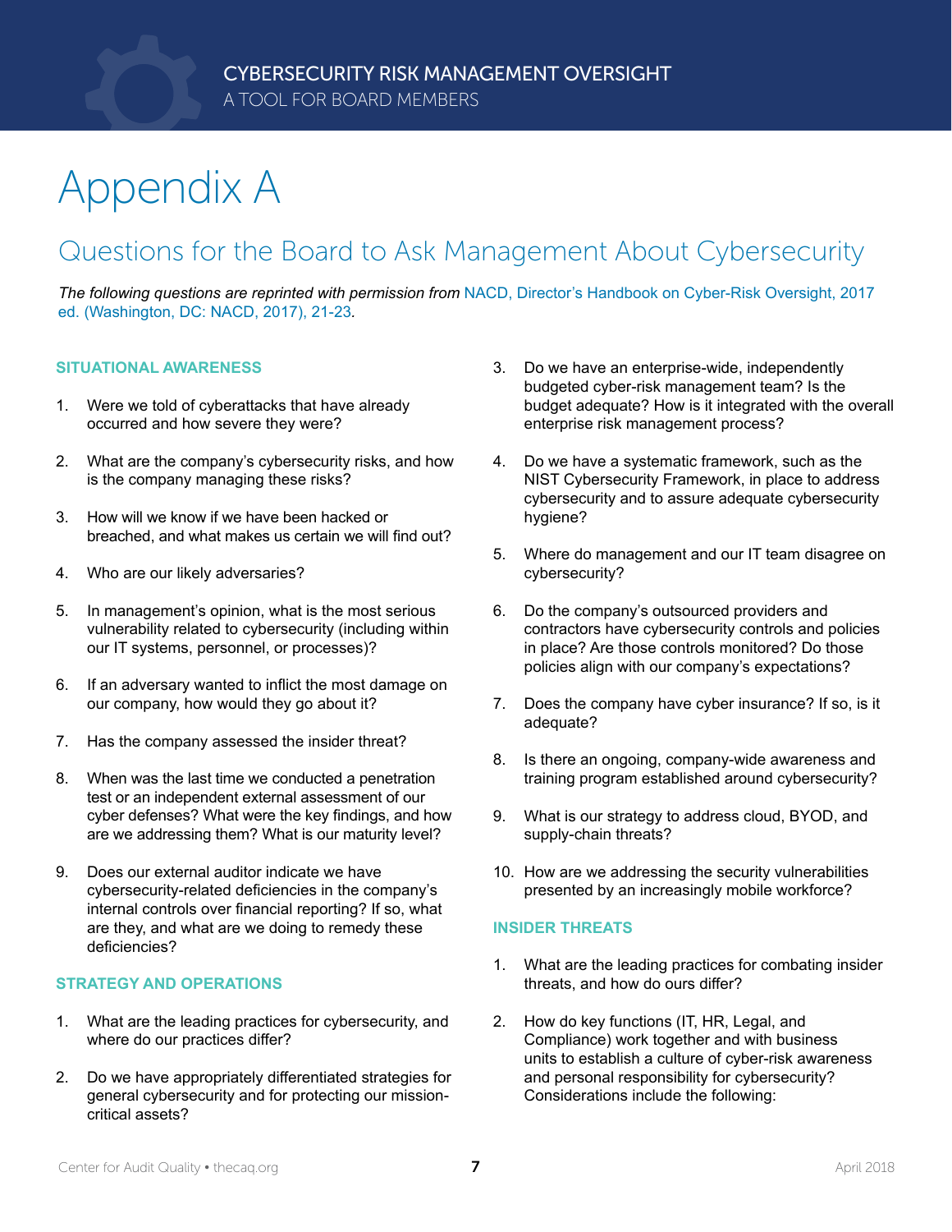# Appendix A

## Questions for the Board to Ask Management About Cybersecurity

*The following questions are reprinted with permission from NACD, Director's Handbook on Cyber-Risk Oversight, 2017 ed. (Washington, DC: NACD, 2017), 21-23.*

### SITUATIONAL AWARENESS

1. Were we told of cyberattacks that have already occurred and how severe they were?
2. What are the company's cybersecurity risks, and how is the company managing these risks?
3. How will we know if we have been hacked or breached, and what makes us certain we will find out?
4. Who are our likely adversaries?
5. In management's opinion, what is the most serious vulnerability related to cybersecurity (including within our IT systems, personnel, or processes)?
6. If an adversary wanted to inflict the most damage on our company, how would they go about it?
7. Has the company assessed the insider threat?
8. When was the last time we conducted a penetration test or an independent external assessment of our cyber defenses? What were the key findings, and how are we addressing them? What is our maturity level?
9. Does our external auditor indicate we have cybersecurity-related deficiencies in the company's internal controls over financial reporting? If so, what are they, and what are we doing to remedy these deficiencies?

### STRATEGY AND OPERATIONS

1. What are the leading practices for cybersecurity, and where do our practices differ?
2. Do we have appropriately differentiated strategies for general cybersecurity and for protecting our mission-critical assets?
3. Do we have an enterprise-wide, independently budgeted cyber-risk management team? Is the budget adequate? How is it integrated with the overall enterprise risk management process?
4. Do we have a systematic framework, such as the NIST Cybersecurity Framework, in place to address cybersecurity and to assure adequate cybersecurity hygiene?
5. Where do management and our IT team disagree on cybersecurity?
6. Do the company's outsourced providers and contractors have cybersecurity controls and policies in place? Are those controls monitored? Do those policies align with our company's expectations?
7. Does the company have cyber insurance? If so, is it adequate?
8. Is there an ongoing, company-wide awareness and training program established around cybersecurity?
9. What is our strategy to address cloud, BYOD, and supply-chain threats?
10. How are we addressing the security vulnerabilities presented by an increasingly mobile workforce?

### INSIDER THREATS

1. What are the leading practices for combating insider threats, and how do ours differ?
2. How do key functions (IT, HR, Legal, and Compliance) work together and with business units to establish a culture of cyber-risk awareness and personal responsibility for cybersecurity? Considerations include the following: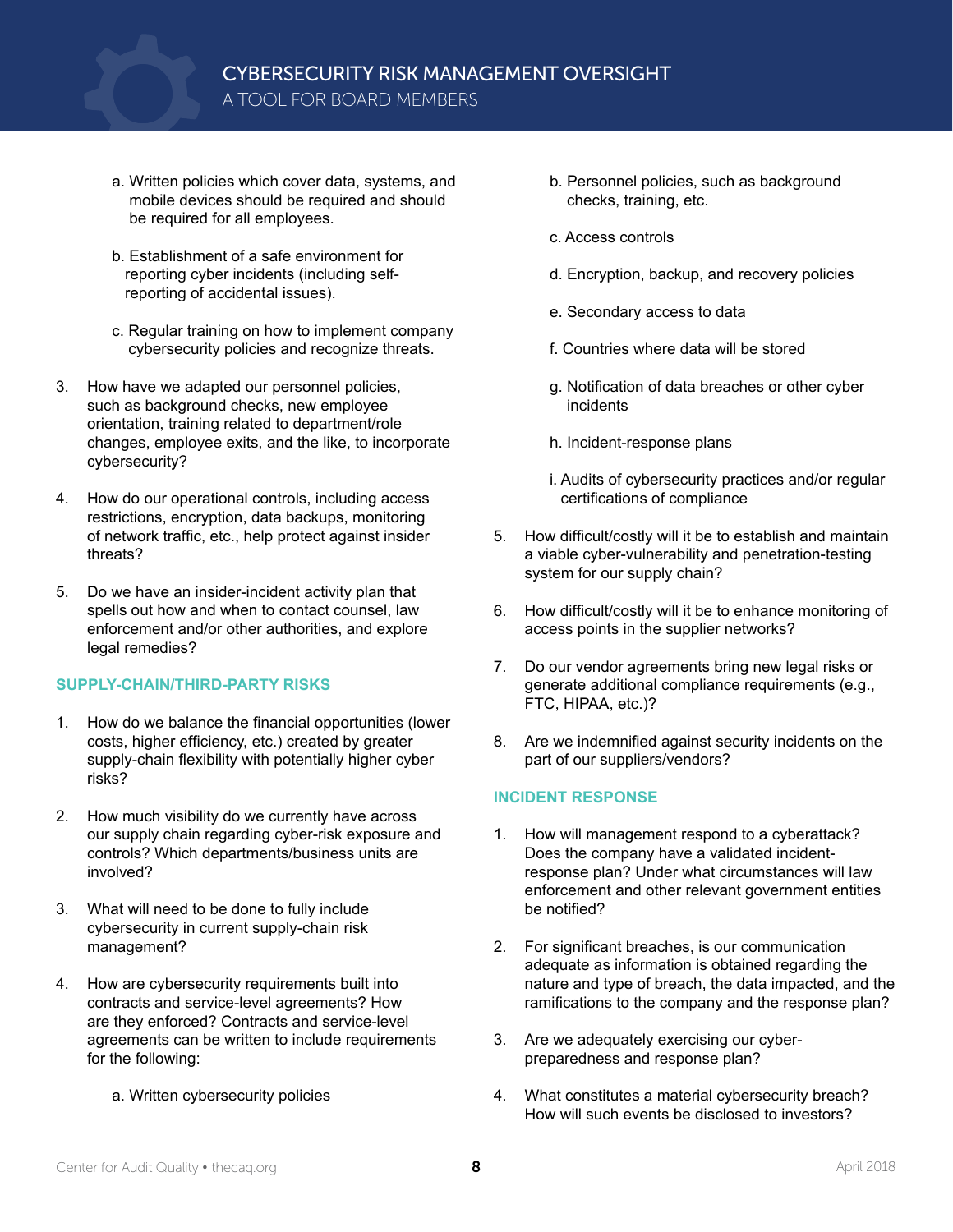a. Written policies which cover data, systems, and mobile devices should be required and should be required for all employees.

b. Establishment of a safe environment for reporting cyber incidents (including self-reporting of accidental issues).

c. Regular training on how to implement company cybersecurity policies and recognize threats.

3. How have we adapted our personnel policies, such as background checks, new employee orientation, training related to department/role changes, employee exits, and the like, to incorporate cybersecurity?

4. How do our operational controls, including access restrictions, encryption, data backups, monitoring of network traffic, etc., help protect against insider threats?

5. Do we have an insider-incident activity plan that spells out how and when to contact counsel, law enforcement and/or other authorities, and explore legal remedies?

### SUPPLY-CHAIN/THIRD-PARTY RISKS

1. How do we balance the financial opportunities (lower costs, higher efficiency, etc.) created by greater supply-chain flexibility with potentially higher cyber risks?

2. How much visibility do we currently have across our supply chain regarding cyber-risk exposure and controls? Which departments/business units are involved?

3. What will need to be done to fully include cybersecurity in current supply-chain risk management?

4. How are cybersecurity requirements built into contracts and service-level agreements? How are they enforced? Contracts and service-level agreements can be written to include requirements for the following:

    a. Written cybersecurity policies

    b. Personnel policies, such as background checks, training, etc.

    c. Access controls

    d. Encryption, backup, and recovery policies

    e. Secondary access to data

    f. Countries where data will be stored

    g. Notification of data breaches or other cyber incidents

    h. Incident-response plans

    i. Audits of cybersecurity practices and/or regular certifications of compliance

5. How difficult/costly will it be to establish and maintain a viable cyber-vulnerability and penetration-testing system for our supply chain?

6. How difficult/costly will it be to enhance monitoring of access points in the supplier networks?

7. Do our vendor agreements bring new legal risks or generate additional compliance requirements (e.g., FTC, HIPAA, etc.)?

8. Are we indemnified against security incidents on the part of our suppliers/vendors?

### INCIDENT RESPONSE

1. How will management respond to a cyberattack? Does the company have a validated incident-response plan? Under what circumstances will law enforcement and other relevant government entities be notified?

2. For significant breaches, is our communication adequate as information is obtained regarding the nature and type of breach, the data impacted, and the ramifications to the company and the response plan?

3. Are we adequately exercising our cyber-preparedness and response plan?

4. What constitutes a material cybersecurity breach? How will such events be disclosed to investors?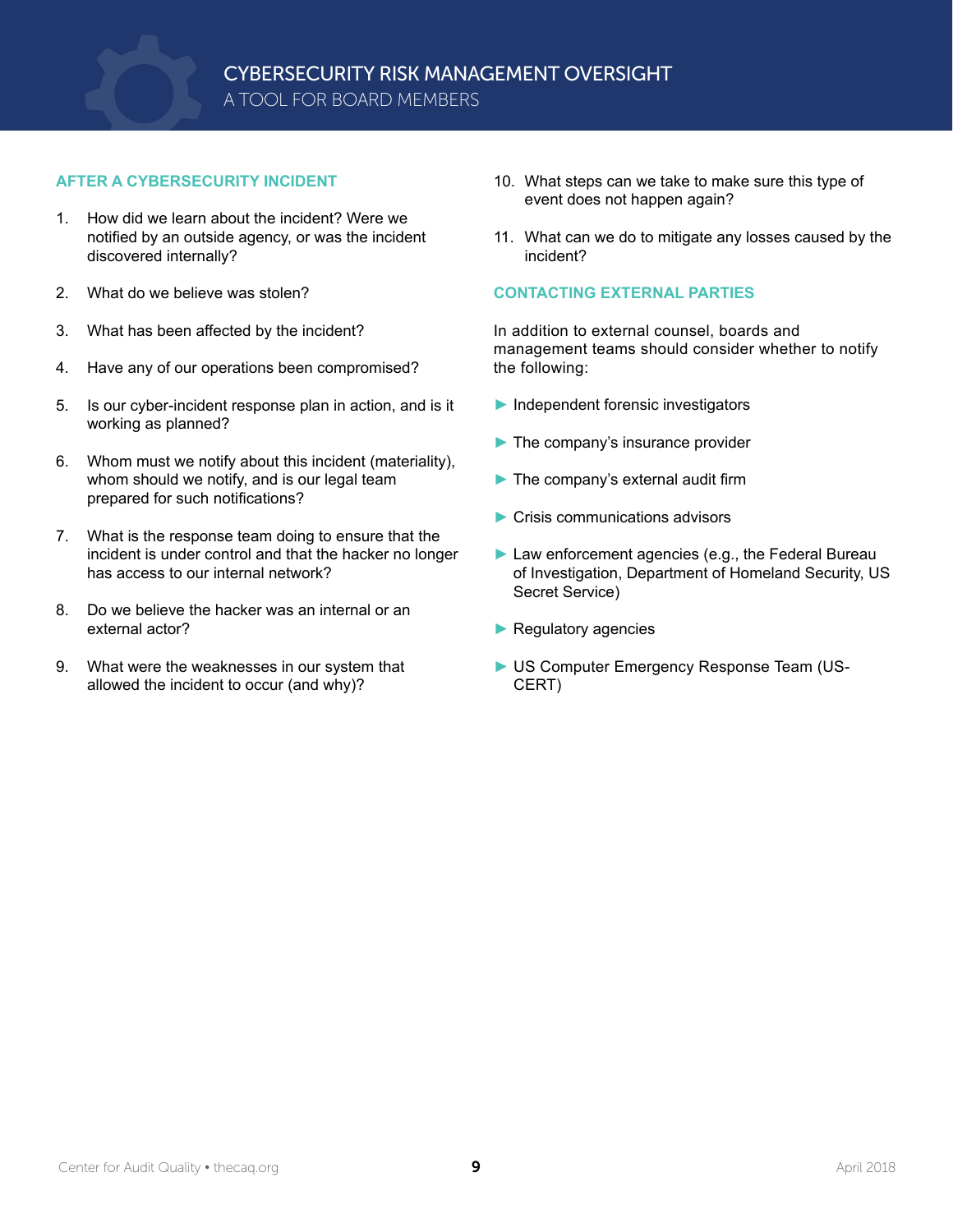## AFTER A CYBERSECURITY INCIDENT

1. How did we learn about the incident? Were we notified by an outside agency, or was the incident discovered internally?
2. What do we believe was stolen?
3. What has been affected by the incident?
4. Have any of our operations been compromised?
5. Is our cyber-incident response plan in action, and is it working as planned?
6. Whom must we notify about this incident (materiality), whom should we notify, and is our legal team prepared for such notifications?
7. What is the response team doing to ensure that the incident is under control and that the hacker no longer has access to our internal network?
8. Do we believe the hacker was an internal or an external actor?
9. What were the weaknesses in our system that allowed the incident to occur (and why)?
10. What steps can we take to make sure this type of event does not happen again?
11. What can we do to mitigate any losses caused by the incident?

## CONTACTING EXTERNAL PARTIES

In addition to external counsel, boards and management teams should consider whether to notify the following:

- Independent forensic investigators
- The company's insurance provider
- The company's external audit firm
- Crisis communications advisors
- Law enforcement agencies (e.g., the Federal Bureau of Investigation, Department of Homeland Security, US Secret Service)
- Regulatory agencies
- US Computer Emergency Response Team (US-CERT)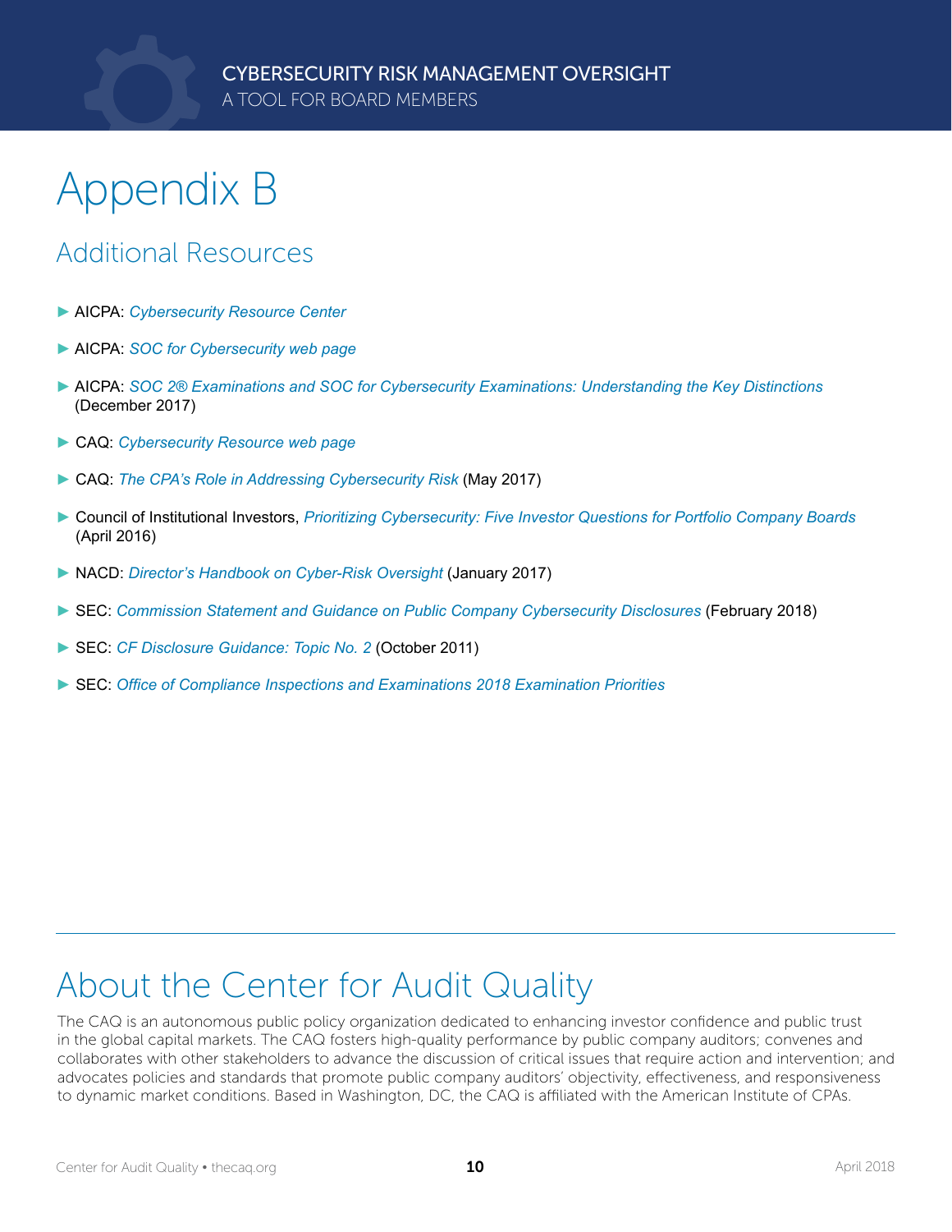# Appendix B

## Additional Resources

- AICPA: *Cybersecurity Resource Center*
- AICPA: *SOC for Cybersecurity web page*
- AICPA: *SOC 2® Examinations and SOC for Cybersecurity Examinations: Understanding the Key Distinctions* (December 2017)
- CAQ: *Cybersecurity Resource web page*
- CAQ: *The CPA's Role in Addressing Cybersecurity Risk* (May 2017)
- Council of Institutional Investors, *Prioritizing Cybersecurity: Five Investor Questions for Portfolio Company Boards* (April 2016)
- NACD: *Director's Handbook on Cyber-Risk Oversight* (January 2017)
- SEC: *Commission Statement and Guidance on Public Company Cybersecurity Disclosures* (February 2018)
- SEC: *CF Disclosure Guidance: Topic No. 2* (October 2011)
- SEC: *Office of Compliance Inspections and Examinations 2018 Examination Priorities*

# About the Center for Audit Quality

The CAQ is an autonomous public policy organization dedicated to enhancing investor confidence and public trust in the global capital markets. The CAQ fosters high-quality performance by public company auditors; convenes and collaborates with other stakeholders to advance the discussion of critical issues that require action and intervention; and advocates policies and standards that promote public company auditors' objectivity, effectiveness, and responsiveness to dynamic market conditions. Based in Washington, DC, the CAQ is affiliated with the American Institute of CPAs.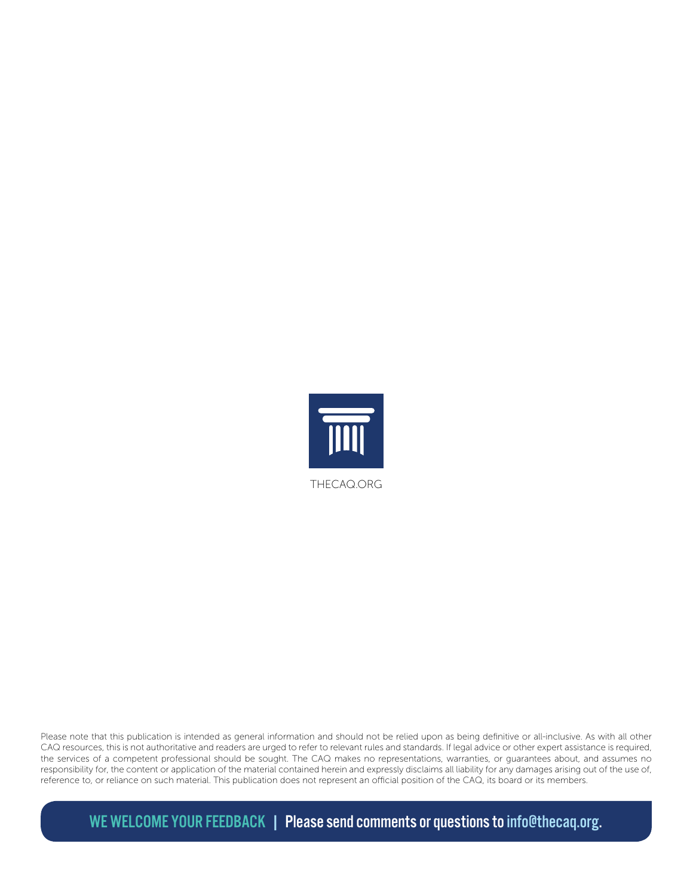THECAQ.ORG

Please note that this publication is intended as general information and should not be relied upon as being definitive or all-inclusive. As with all other CAQ resources, this is not authoritative and readers are urged to refer to relevant rules and standards. If legal advice or other expert assistance is required, the services of a competent professional should be sought. The CAQ makes no representations, warranties, or guarantees about, and assumes no responsibility for, the content or application of the material contained herein and expressly disclaims all liability for any damages arising out of the use of, reference to, or reliance on such material. This publication does not represent an official position of the CAQ, its board or its members.

**WE WELCOME YOUR FEEDBACK | Please send comments or questions to info@thecaq.org.**